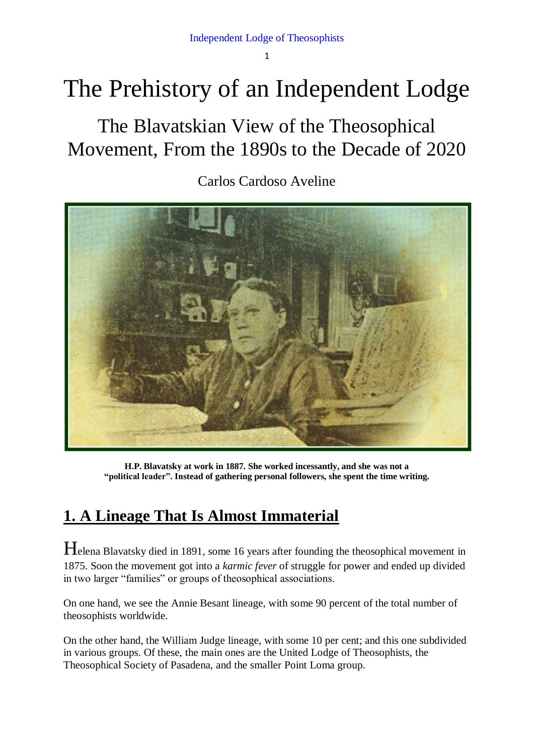# The Prehistory of an Independent Lodge

## The Blavatskian View of the Theosophical Movement, From the 1890s to the Decade of 2020

Carlos Cardoso Aveline

**H.P. Blavatsky at work in 1887. She worked incessantly, and she was not a "political leader". Instead of gathering personal followers, she spent the time writing.**

## 1. A Lineage That Is Almost Immaterial

Helena Blavatsky died in 1891, some 16 years after founding the theosophical movement in 1875. Soon the movement got into a *karmic fever* of struggle for power and ended up divided in two larger "families" or groups of theosophical associations.

On one hand, we see the Annie Besant lineage, with some 90 percent of the total number of theosophists worldwide.

On the other hand, the William Judge lineage, with some 10 per cent; and this one subdivided in various groups. Of these, the main ones are the United Lodge of Theosophists, the Theosophical Society of Pasadena, and the smaller Point Loma group.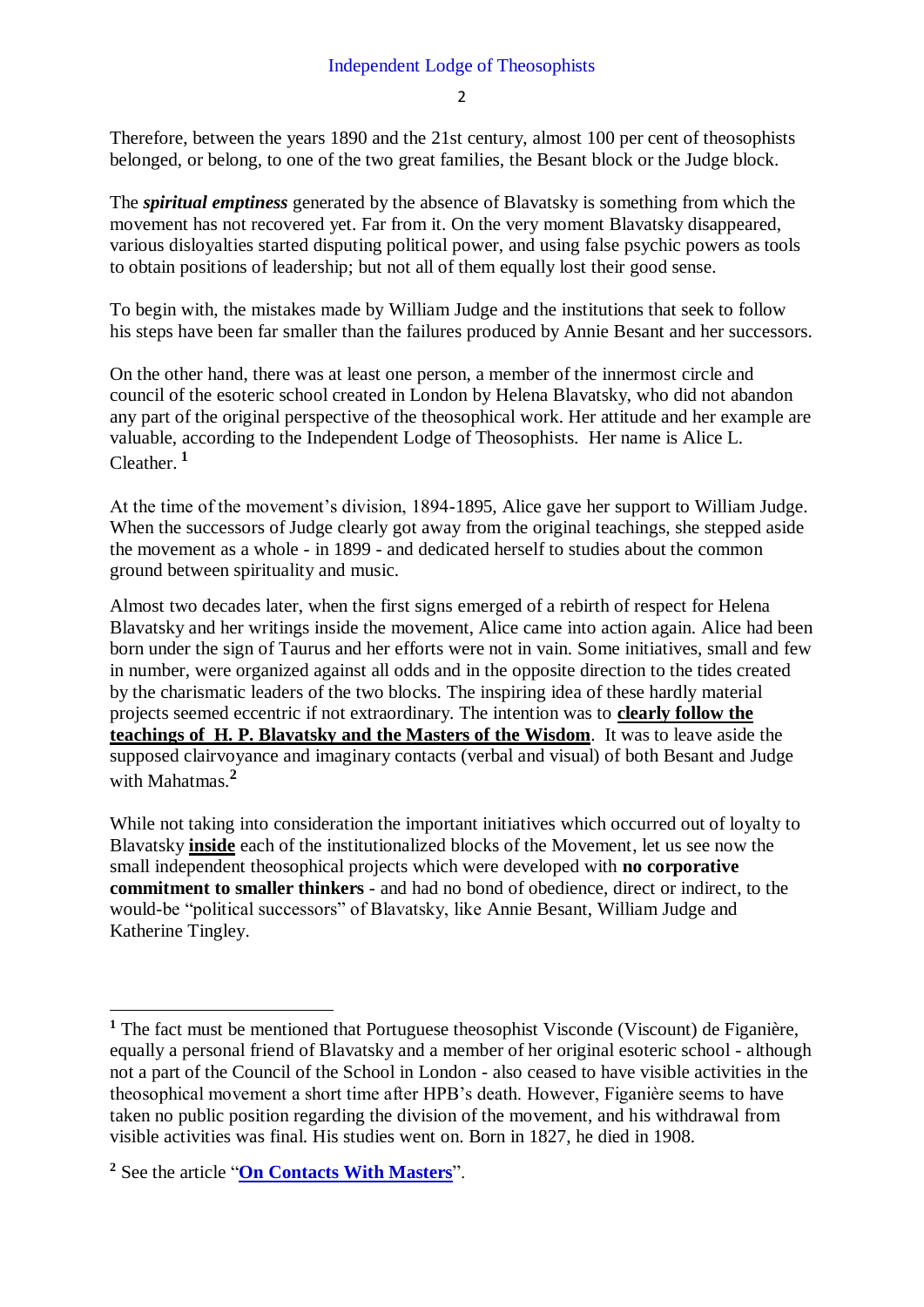Therefore, between the years 1890 and the 21st century, almost 100 per cent of theosophists belonged, or belong, to one of the two great families, the Besant block or the Judge block.

The ***spiritual emptiness*** generated by the absence of Blavatsky is something from which the movement has not recovered yet. Far from it. On the very moment Blavatsky disappeared, various disloyalties started disputing political power, and using false psychic powers as tools to obtain positions of leadership; but not all of them equally lost their good sense.

To begin with, the mistakes made by William Judge and the institutions that seek to follow his steps have been far smaller than the failures produced by Annie Besant and her successors.

On the other hand, there was at least one person, a member of the innermost circle and council of the esoteric school created in London by Helena Blavatsky, who did not abandon any part of the original perspective of the theosophical work. Her attitude and her example are valuable, according to the Independent Lodge of Theosophists. Her name is Alice L. Cleather. [1]

At the time of the movement's division, 1894-1895, Alice gave her support to William Judge. When the successors of Judge clearly got away from the original teachings, she stepped aside the movement as a whole - in 1899 - and dedicated herself to studies about the common ground between spirituality and music.

Almost two decades later, when the first signs emerged of a rebirth of respect for Helena Blavatsky and her writings inside the movement, Alice came into action again. Alice had been born under the sign of Taurus and her efforts were not in vain. Some initiatives, small and few in number, were organized against all odds and in the opposite direction to the tides created by the charismatic leaders of the two blocks. The inspiring idea of these hardly material projects seemed eccentric if not extraordinary. The intention was to **clearly follow the teachings of H. P. Blavatsky and the Masters of the Wisdom**. It was to leave aside the supposed clairvoyance and imaginary contacts (verbal and visual) of both Besant and Judge with Mahatmas.[2]

While not taking into consideration the important initiatives which occurred out of loyalty to Blavatsky **inside** each of the institutionalized blocks of the Movement, let us see now the small independent theosophical projects which were developed with **no corporative commitment to smaller thinkers** - and had no bond of obedience, direct or indirect, to the would-be "political successors" of Blavatsky, like Annie Besant, William Judge and Katherine Tingley.

---

[1] The fact must be mentioned that Portuguese theosophist Visconde (Viscount) de Figanière, equally a personal friend of Blavatsky and a member of her original esoteric school - although not a part of the Council of the School in London - also ceased to have visible activities in the theosophical movement a short time after HPB's death. However, Figanière seems to have taken no public position regarding the division of the movement, and his withdrawal from visible activities was final. His studies went on. Born in 1827, he died in 1908.

[2] See the article "**On Contacts With Masters**".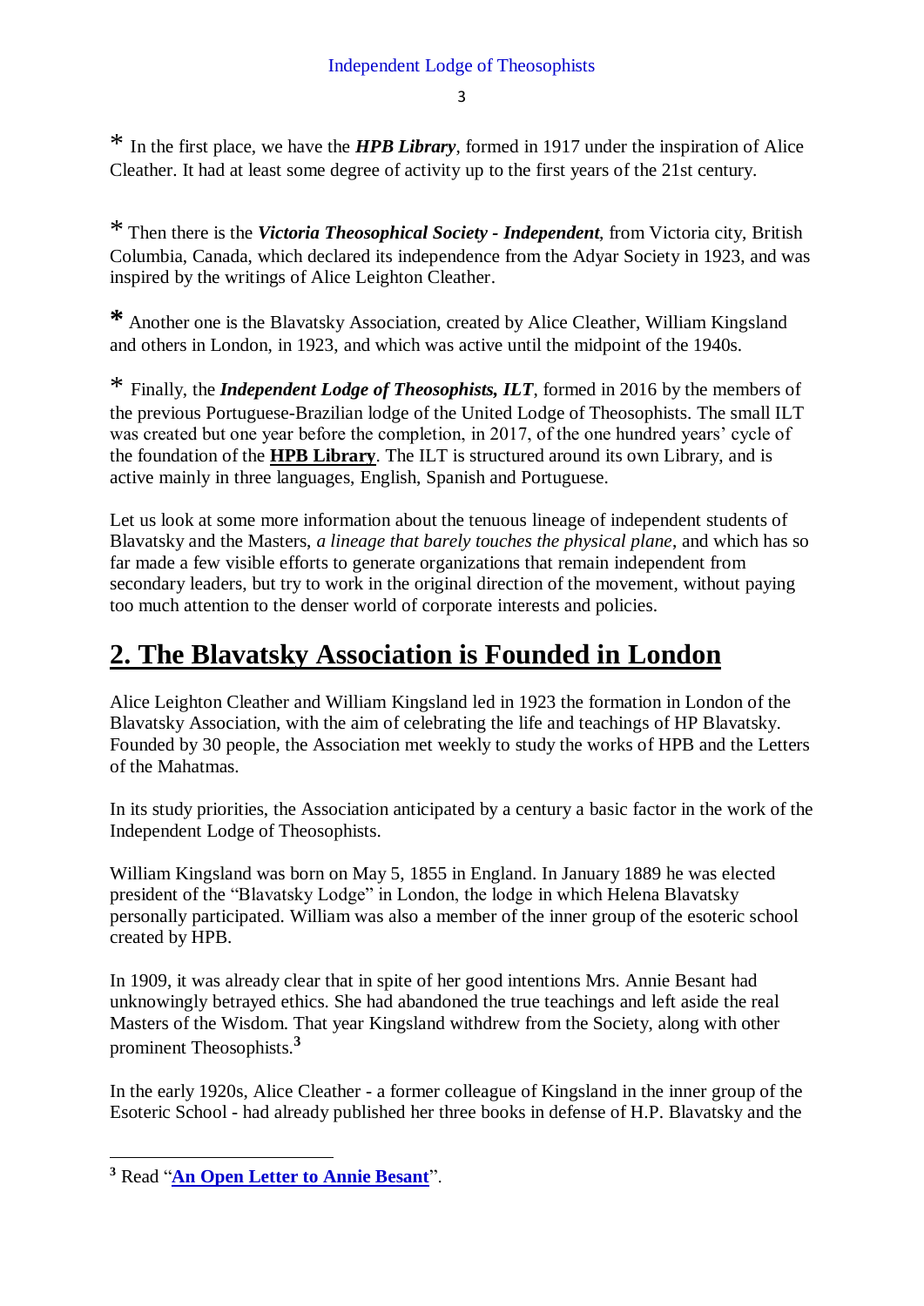* In the first place, we have the ***HPB Library***, formed in 1917 under the inspiration of Alice Cleather. It had at least some degree of activity up to the first years of the 21st century.

* Then there is the ***Victoria Theosophical Society - Independent***, from Victoria city, British Columbia, Canada, which declared its independence from the Adyar Society in 1923, and was inspired by the writings of Alice Leighton Cleather.

* Another one is the Blavatsky Association, created by Alice Cleather, William Kingsland and others in London, in 1923, and which was active until the midpoint of the 1940s.

* Finally, the ***Independent Lodge of Theosophists, ILT***, formed in 2016 by the members of the previous Portuguese-Brazilian lodge of the United Lodge of Theosophists. The small ILT was created but one year before the completion, in 2017, of the one hundred years' cycle of the foundation of the **HPB Library**. The ILT is structured around its own Library, and is active mainly in three languages, English, Spanish and Portuguese.

Let us look at some more information about the tenuous lineage of independent students of Blavatsky and the Masters, *a lineage that barely touches the physical plane*, and which has so far made a few visible efforts to generate organizations that remain independent from secondary leaders, but try to work in the original direction of the movement, without paying too much attention to the denser world of corporate interests and policies.

## 2. The Blavatsky Association is Founded in London

Alice Leighton Cleather and William Kingsland led in 1923 the formation in London of the Blavatsky Association, with the aim of celebrating the life and teachings of HP Blavatsky. Founded by 30 people, the Association met weekly to study the works of HPB and the Letters of the Mahatmas.

In its study priorities, the Association anticipated by a century a basic factor in the work of the Independent Lodge of Theosophists.

William Kingsland was born on May 5, 1855 in England. In January 1889 he was elected president of the "Blavatsky Lodge" in London, the lodge in which Helena Blavatsky personally participated. William was also a member of the inner group of the esoteric school created by HPB.

In 1909, it was already clear that in spite of her good intentions Mrs. Annie Besant had unknowingly betrayed ethics. She had abandoned the true teachings and left aside the real Masters of the Wisdom. That year Kingsland withdrew from the Society, along with other prominent Theosophists.[3]

In the early 1920s, Alice Cleather - a former colleague of Kingsland in the inner group of the Esoteric School - had already published her three books in defense of H.P. Blavatsky and the

---

[3] Read "**An Open Letter to Annie Besant**".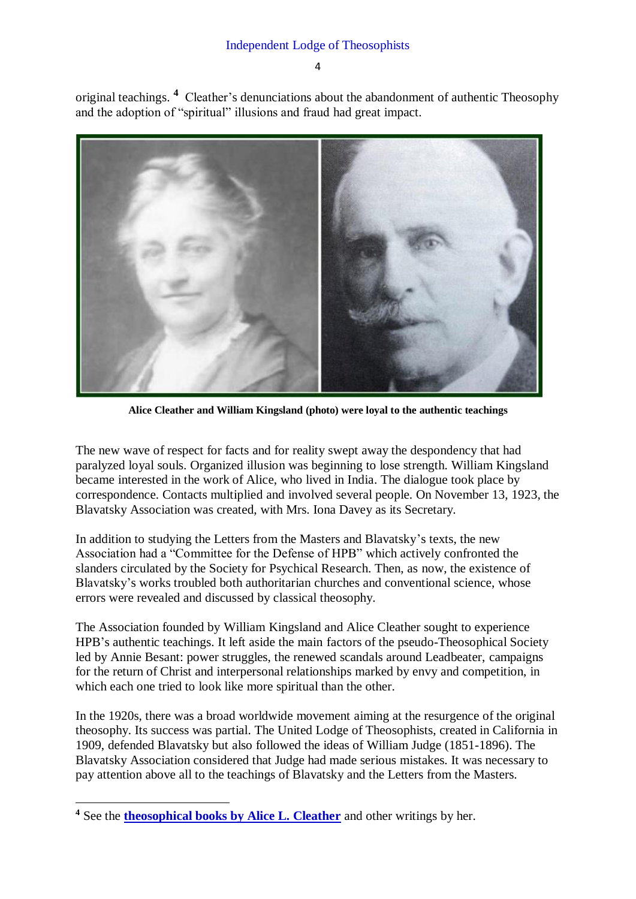original teachings.[4] Cleather's denunciations about the abandonment of authentic Theosophy and the adoption of "spiritual" illusions and fraud had great impact.

**Alice Cleather and William Kingsland (photo) were loyal to the authentic teachings**

The new wave of respect for facts and for reality swept away the despondency that had paralyzed loyal souls. Organized illusion was beginning to lose strength. William Kingsland became interested in the work of Alice, who lived in India. The dialogue took place by correspondence. Contacts multiplied and involved several people. On November 13, 1923, the Blavatsky Association was created, with Mrs. Iona Davey as its Secretary.

In addition to studying the Letters from the Masters and Blavatsky's texts, the new Association had a "Committee for the Defense of HPB" which actively confronted the slanders circulated by the Society for Psychical Research. Then, as now, the existence of Blavatsky's works troubled both authoritarian churches and conventional science, whose errors were revealed and discussed by classical theosophy.

The Association founded by William Kingsland and Alice Cleather sought to experience HPB's authentic teachings. It left aside the main factors of the pseudo-Theosophical Society led by Annie Besant: power struggles, the renewed scandals around Leadbeater, campaigns for the return of Christ and interpersonal relationships marked by envy and competition, in which each one tried to look like more spiritual than the other.

In the 1920s, there was a broad worldwide movement aiming at the resurgence of the original theosophy. Its success was partial. The United Lodge of Theosophists, created in California in 1909, defended Blavatsky but also followed the ideas of William Judge (1851-1896). The Blavatsky Association considered that Judge had made serious mistakes. It was necessary to pay attention above all to the teachings of Blavatsky and the Letters from the Masters.

---

[4] See the **theosophical books by Alice L. Cleather** and other writings by her.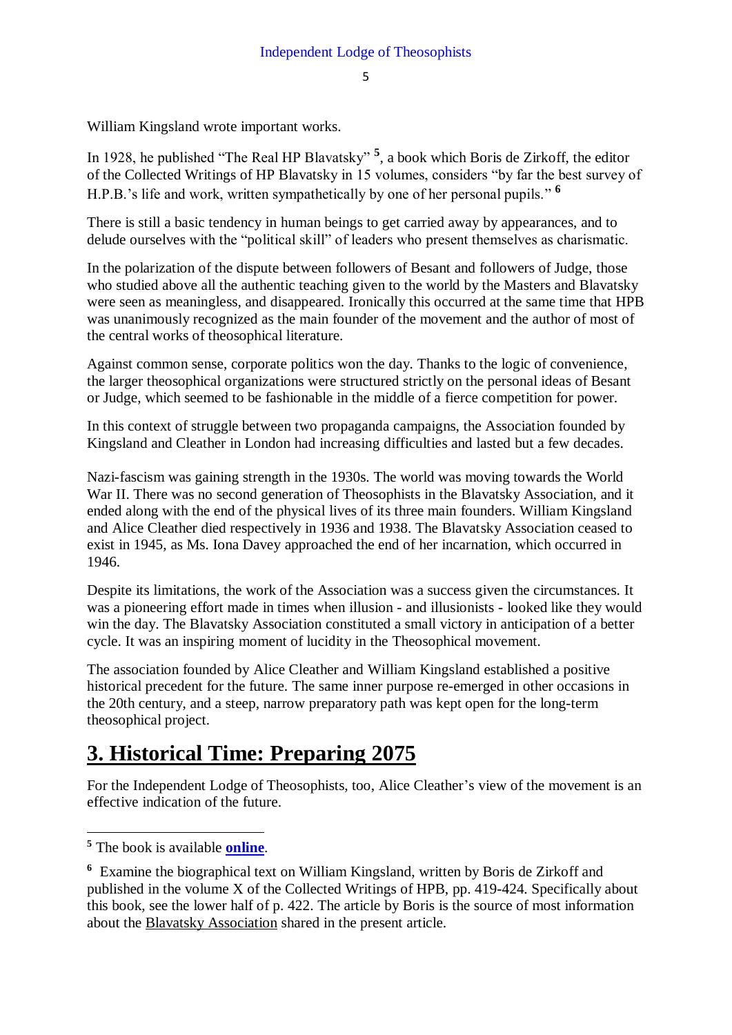William Kingsland wrote important works.

In 1928, he published "The Real HP Blavatsky" [5], a book which Boris de Zirkoff, the editor of the Collected Writings of HP Blavatsky in 15 volumes, considers "by far the best survey of H.P.B.'s life and work, written sympathetically by one of her personal pupils." [6]

There is still a basic tendency in human beings to get carried away by appearances, and to delude ourselves with the "political skill" of leaders who present themselves as charismatic.

In the polarization of the dispute between followers of Besant and followers of Judge, those who studied above all the authentic teaching given to the world by the Masters and Blavatsky were seen as meaningless, and disappeared. Ironically this occurred at the same time that HPB was unanimously recognized as the main founder of the movement and the author of most of the central works of theosophical literature.

Against common sense, corporate politics won the day. Thanks to the logic of convenience, the larger theosophical organizations were structured strictly on the personal ideas of Besant or Judge, which seemed to be fashionable in the middle of a fierce competition for power.

In this context of struggle between two propaganda campaigns, the Association founded by Kingsland and Cleather in London had increasing difficulties and lasted but a few decades.

Nazi-fascism was gaining strength in the 1930s. The world was moving towards the World War II. There was no second generation of Theosophists in the Blavatsky Association, and it ended along with the end of the physical lives of its three main founders. William Kingsland and Alice Cleather died respectively in 1936 and 1938. The Blavatsky Association ceased to exist in 1945, as Ms. Iona Davey approached the end of her incarnation, which occurred in 1946.

Despite its limitations, the work of the Association was a success given the circumstances. It was a pioneering effort made in times when illusion - and illusionists - looked like they would win the day. The Blavatsky Association constituted a small victory in anticipation of a better cycle. It was an inspiring moment of lucidity in the Theosophical movement.

The association founded by Alice Cleather and William Kingsland established a positive historical precedent for the future. The same inner purpose re-emerged in other occasions in the 20th century, and a steep, narrow preparatory path was kept open for the long-term theosophical project.

## 3. Historical Time: Preparing 2075

For the Independent Lodge of Theosophists, too, Alice Cleather's view of the movement is an effective indication of the future.

---

[5] The book is available **online**.

[6] Examine the biographical text on William Kingsland, written by Boris de Zirkoff and published in the volume X of the Collected Writings of HPB, pp. 419-424. Specifically about this book, see the lower half of p. 422. The article by Boris is the source of most information about the Blavatsky Association shared in the present article.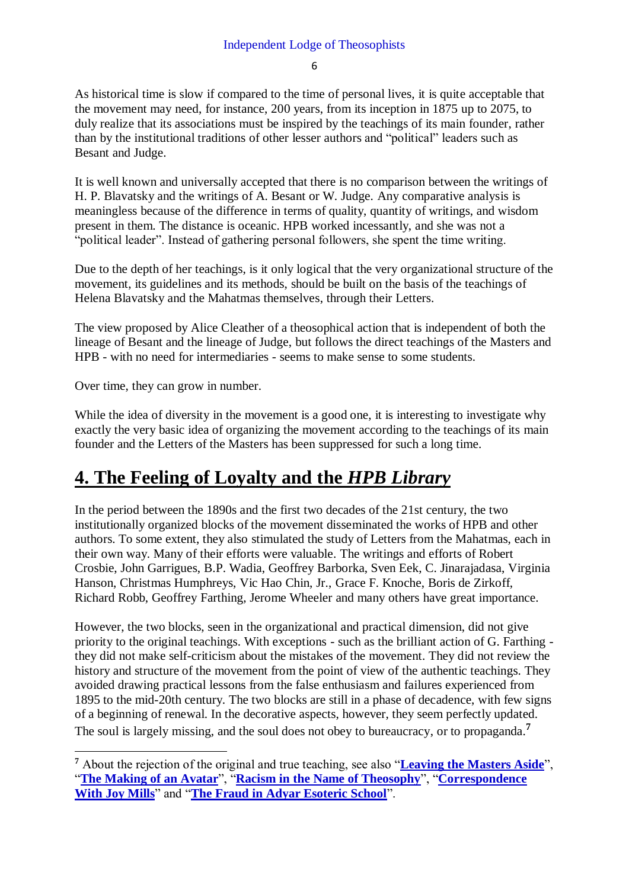As historical time is slow if compared to the time of personal lives, it is quite acceptable that the movement may need, for instance, 200 years, from its inception in 1875 up to 2075, to duly realize that its associations must be inspired by the teachings of its main founder, rather than by the institutional traditions of other lesser authors and "political" leaders such as Besant and Judge.

It is well known and universally accepted that there is no comparison between the writings of H. P. Blavatsky and the writings of A. Besant or W. Judge. Any comparative analysis is meaningless because of the difference in terms of quality, quantity of writings, and wisdom present in them. The distance is oceanic. HPB worked incessantly, and she was not a "political leader". Instead of gathering personal followers, she spent the time writing.

Due to the depth of her teachings, is it only logical that the very organizational structure of the movement, its guidelines and its methods, should be built on the basis of the teachings of Helena Blavatsky and the Mahatmas themselves, through their Letters.

The view proposed by Alice Cleather of a theosophical action that is independent of both the lineage of Besant and the lineage of Judge, but follows the direct teachings of the Masters and HPB - with no need for intermediaries - seems to make sense to some students.

Over time, they can grow in number.

While the idea of diversity in the movement is a good one, it is interesting to investigate why exactly the very basic idea of organizing the movement according to the teachings of its main founder and the Letters of the Masters has been suppressed for such a long time.

## 4. The Feeling of Loyalty and the *HPB Library*

In the period between the 1890s and the first two decades of the 21st century, the two institutionally organized blocks of the movement disseminated the works of HPB and other authors. To some extent, they also stimulated the study of Letters from the Mahatmas, each in their own way. Many of their efforts were valuable. The writings and efforts of Robert Crosbie, John Garrigues, B.P. Wadia, Geoffrey Barborka, Sven Eek, C. Jinarajadasa, Virginia Hanson, Christmas Humphreys, Vic Hao Chin, Jr., Grace F. Knoche, Boris de Zirkoff, Richard Robb, Geoffrey Farthing, Jerome Wheeler and many others have great importance.

However, the two blocks, seen in the organizational and practical dimension, did not give priority to the original teachings. With exceptions - such as the brilliant action of G. Farthing - they did not make self-criticism about the mistakes of the movement. They did not review the history and structure of the movement from the point of view of the authentic teachings. They avoided drawing practical lessons from the false enthusiasm and failures experienced from 1895 to the mid-20th century. The two blocks are still in a phase of decadence, with few signs of a beginning of renewal. In the decorative aspects, however, they seem perfectly updated. The soul is largely missing, and the soul does not obey to bureaucracy, or to propaganda.[7]

---

[7] About the rejection of the original and true teaching, see also "**Leaving the Masters Aside**", "**The Making of an Avatar**", "**Racism in the Name of Theosophy**", "**Correspondence With Joy Mills**" and "**The Fraud in Adyar Esoteric School**".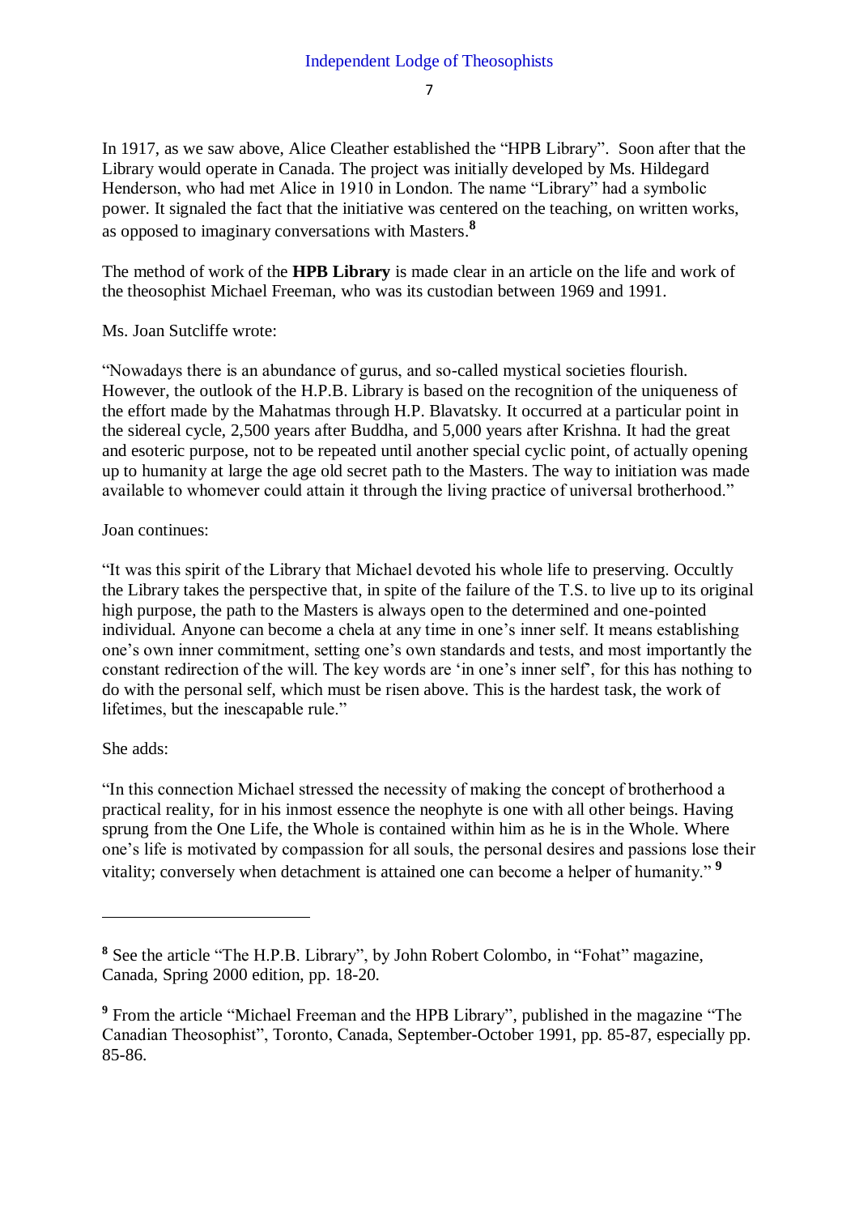In 1917, as we saw above, Alice Cleather established the "HPB Library". Soon after that the Library would operate in Canada. The project was initially developed by Ms. Hildegard Henderson, who had met Alice in 1910 in London. The name "Library" had a symbolic power. It signaled the fact that the initiative was centered on the teaching, on written works, as opposed to imaginary conversations with Masters.[8]

The method of work of the **HPB Library** is made clear in an article on the life and work of the theosophist Michael Freeman, who was its custodian between 1969 and 1991.

Ms. Joan Sutcliffe wrote:

"Nowadays there is an abundance of gurus, and so-called mystical societies flourish. However, the outlook of the H.P.B. Library is based on the recognition of the uniqueness of the effort made by the Mahatmas through H.P. Blavatsky. It occurred at a particular point in the sidereal cycle, 2,500 years after Buddha, and 5,000 years after Krishna. It had the great and esoteric purpose, not to be repeated until another special cyclic point, of actually opening up to humanity at large the age old secret path to the Masters. The way to initiation was made available to whomever could attain it through the living practice of universal brotherhood."

Joan continues:

"It was this spirit of the Library that Michael devoted his whole life to preserving. Occultly the Library takes the perspective that, in spite of the failure of the T.S. to live up to its original high purpose, the path to the Masters is always open to the determined and one-pointed individual. Anyone can become a chela at any time in one's inner self. It means establishing one's own inner commitment, setting one's own standards and tests, and most importantly the constant redirection of the will. The key words are 'in one's inner self', for this has nothing to do with the personal self, which must be risen above. This is the hardest task, the work of lifetimes, but the inescapable rule."

She adds:

"In this connection Michael stressed the necessity of making the concept of brotherhood a practical reality, for in his inmost essence the neophyte is one with all other beings. Having sprung from the One Life, the Whole is contained within him as he is in the Whole. Where one's life is motivated by compassion for all souls, the personal desires and passions lose their vitality; conversely when detachment is attained one can become a helper of humanity."[9]

---

[8] See the article "The H.P.B. Library", by John Robert Colombo, in "Fohat" magazine, Canada, Spring 2000 edition, pp. 18-20.

[9] From the article "Michael Freeman and the HPB Library", published in the magazine "The Canadian Theosophist", Toronto, Canada, September-October 1991, pp. 85-87, especially pp. 85-86.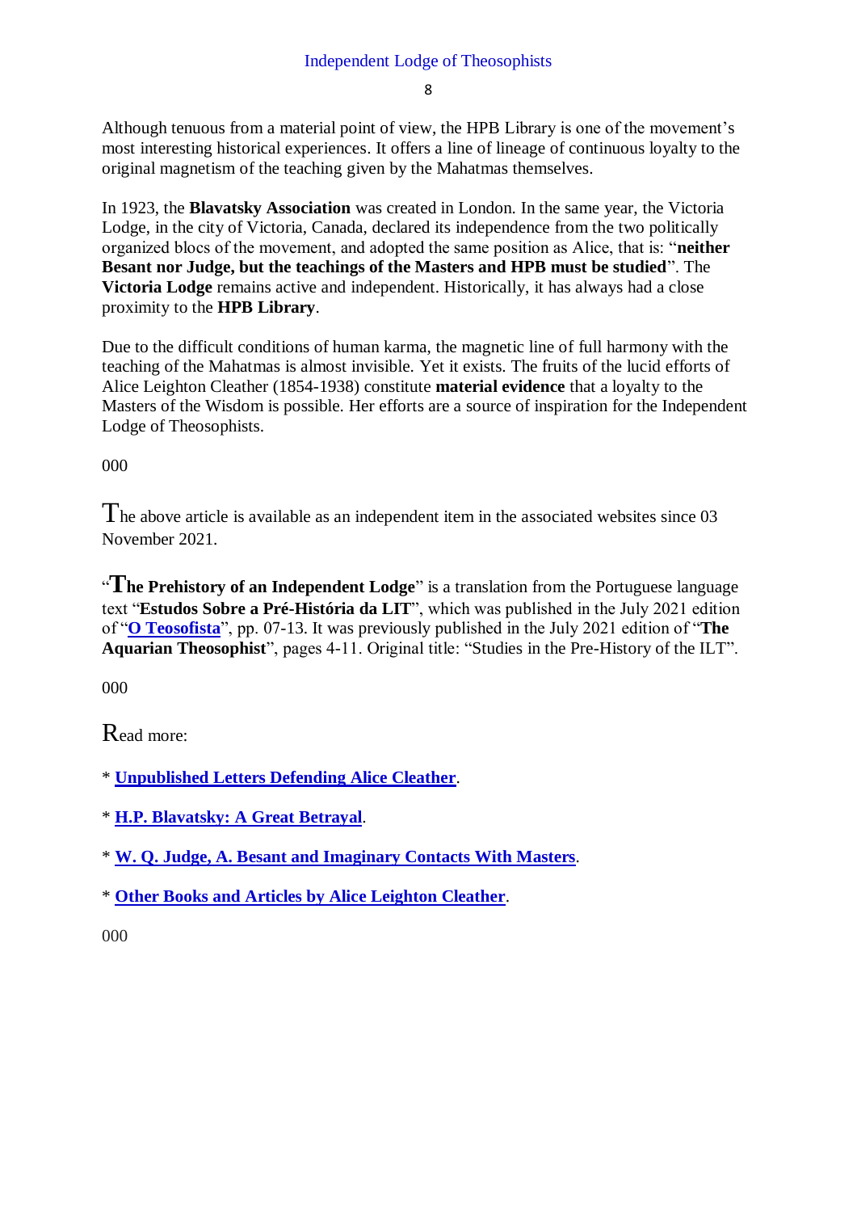Although tenuous from a material point of view, the HPB Library is one of the movement's most interesting historical experiences. It offers a line of lineage of continuous loyalty to the original magnetism of the teaching given by the Mahatmas themselves.

In 1923, the **Blavatsky Association** was created in London. In the same year, the Victoria Lodge, in the city of Victoria, Canada, declared its independence from the two politically organized blocs of the movement, and adopted the same position as Alice, that is: "**neither Besant nor Judge, but the teachings of the Masters and HPB must be studied**". The **Victoria Lodge** remains active and independent. Historically, it has always had a close proximity to the **HPB Library**.

Due to the difficult conditions of human karma, the magnetic line of full harmony with the teaching of the Mahatmas is almost invisible. Yet it exists. The fruits of the lucid efforts of Alice Leighton Cleather (1854-1938) constitute **material evidence** that a loyalty to the Masters of the Wisdom is possible. Her efforts are a source of inspiration for the Independent Lodge of Theosophists.

000

The above article is available as an independent item in the associated websites since 03 November 2021.

"**The Prehistory of an Independent Lodge**" is a translation from the Portuguese language text "**Estudos Sobre a Pré-História da LIT**", which was published in the July 2021 edition of "**O Teosofista**", pp. 07-13. It was previously published in the July 2021 edition of "**The Aquarian Theosophist**", pages 4-11. Original title: "Studies in the Pre-History of the ILT".

000

Read more:

* **Unpublished Letters Defending Alice Cleather**.

* **H.P. Blavatsky: A Great Betrayal**.

* **W. Q. Judge, A. Besant and Imaginary Contacts With Masters**.

* **Other Books and Articles by Alice Leighton Cleather**.

000